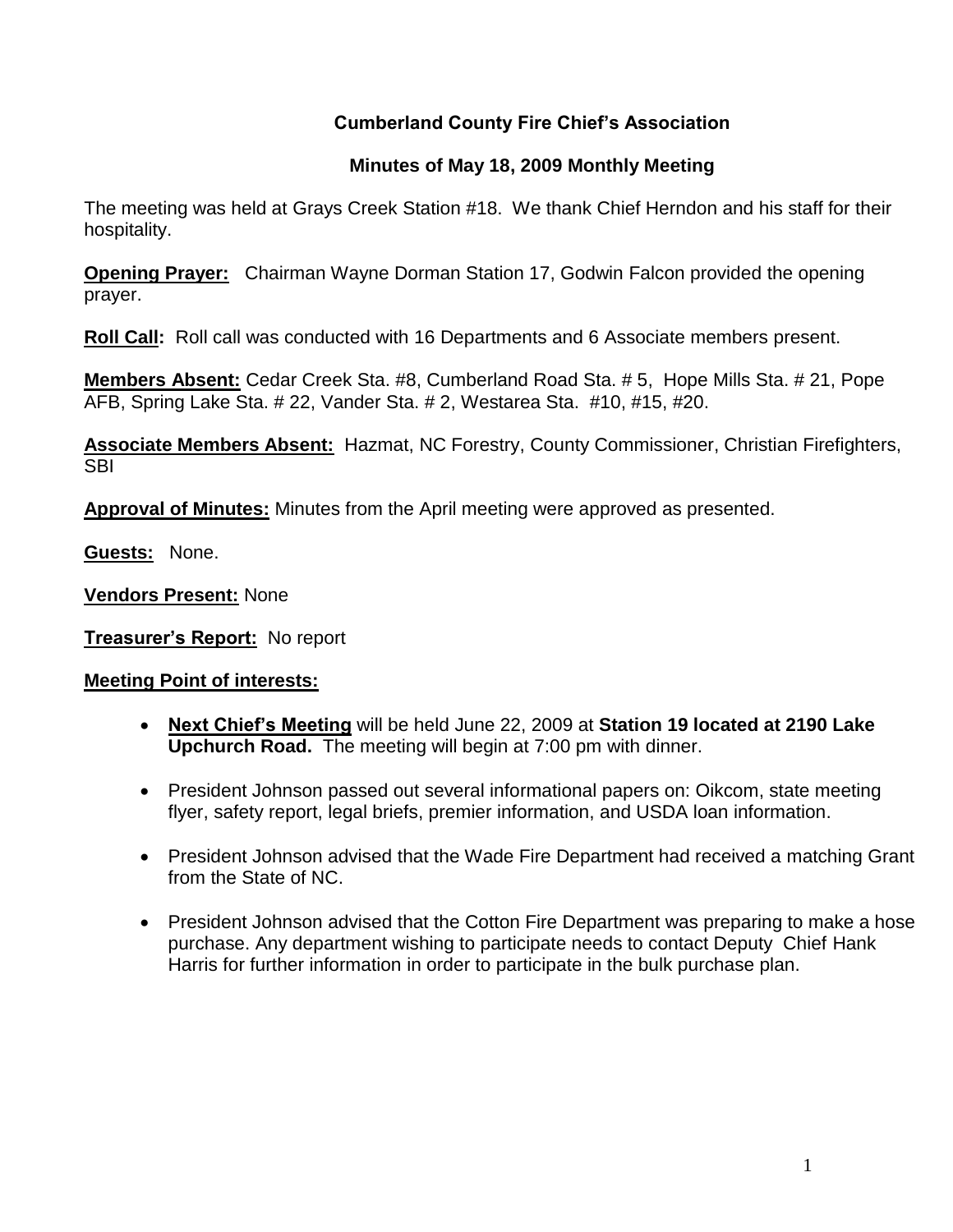# Cumberland County Fire Chief's Association

## Minutes of May 18, 2009 Monthly Meeting

The meeting was held at Grays Creek Station #18. We thank Chief Herndon and his staff for their hospitality.

**Opening Prayer:** Chairman Wayne Dorman Station 17, Godwin Falcon provided the opening prayer.

**Roll Call:** Roll call was conducted with 16 Departments and 6 Associate members present.

**Members Absent:** Cedar Creek Sta. #8, Cumberland Road Sta. # 5, Hope Mills Sta. # 21, Pope AFB, Spring Lake Sta. # 22, Vander Sta. # 2, Westarea Sta. #10, #15, #20.

**Associate Members Absent:** Hazmat, NC Forestry, County Commissioner, Christian Firefighters, SBI

**Approval of Minutes:** Minutes from the April meeting were approved as presented.

**Guests:** None.

**Vendors Present:** None

**Treasurer's Report:** No report

**Meeting Point of interests:**

- **Next Chief's Meeting** will be held June 22, 2009 at **Station 19 located at 2190 Lake Upchurch Road.** The meeting will begin at 7:00 pm with dinner.
- President Johnson passed out several informational papers on: Oikcom, state meeting flyer, safety report, legal briefs, premier information, and USDA loan information.
- President Johnson advised that the Wade Fire Department had received a matching Grant from the State of NC.
- President Johnson advised that the Cotton Fire Department was preparing to make a hose purchase. Any department wishing to participate needs to contact Deputy Chief Hank Harris for further information in order to participate in the bulk purchase plan.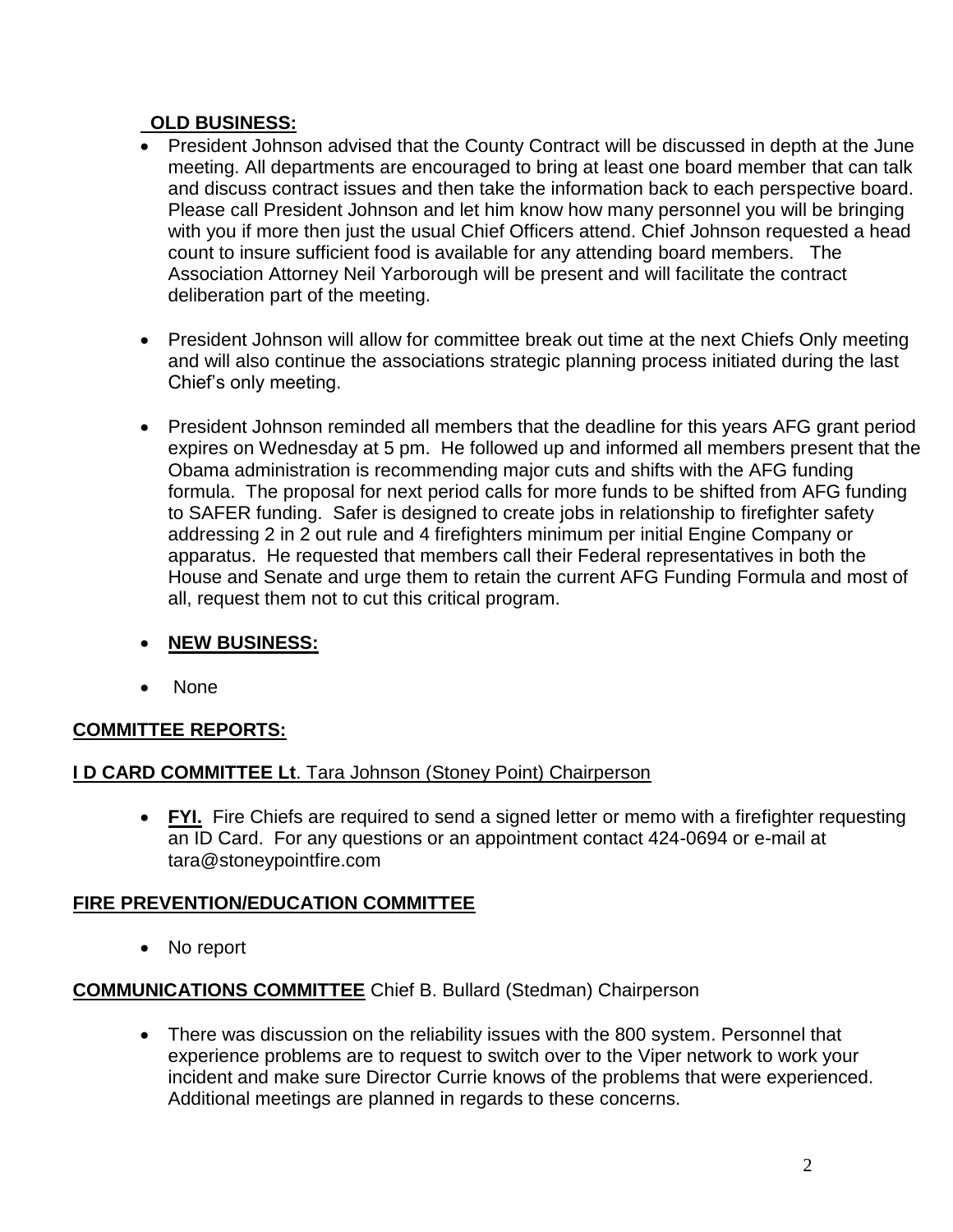**OLD BUSINESS:**

- President Johnson advised that the County Contract will be discussed in depth at the June meeting. All departments are encouraged to bring at least one board member that can talk and discuss contract issues and then take the information back to each perspective board. Please call President Johnson and let him know how many personnel you will be bringing with you if more then just the usual Chief Officers attend. Chief Johnson requested a head count to insure sufficient food is available for any attending board members. The Association Attorney Neil Yarborough will be present and will facilitate the contract deliberation part of the meeting.

- President Johnson will allow for committee break out time at the next Chiefs Only meeting and will also continue the associations strategic planning process initiated during the last Chief's only meeting.

- President Johnson reminded all members that the deadline for this years AFG grant period expires on Wednesday at 5 pm. He followed up and informed all members present that the Obama administration is recommending major cuts and shifts with the AFG funding formula. The proposal for next period calls for more funds to be shifted from AFG funding to SAFER funding. Safer is designed to create jobs in relationship to firefighter safety addressing 2 in 2 out rule and 4 firefighters minimum per initial Engine Company or apparatus. He requested that members call their Federal representatives in both the House and Senate and urge them to retain the current AFG Funding Formula and most of all, request them not to cut this critical program.

- **NEW BUSINESS:**

- None

**COMMITTEE REPORTS:**

**I D CARD COMMITTEE Lt**. Tara Johnson (Stoney Point) Chairperson

- **FYI.** Fire Chiefs are required to send a signed letter or memo with a firefighter requesting an ID Card. For any questions or an appointment contact 424-0694 or e-mail at tara@stoneypointfire.com

**FIRE PREVENTION/EDUCATION COMMITTEE**

- No report

**COMMUNICATIONS COMMITTEE** Chief B. Bullard (Stedman) Chairperson

- There was discussion on the reliability issues with the 800 system. Personnel that experience problems are to request to switch over to the Viper network to work your incident and make sure Director Currie knows of the problems that were experienced. Additional meetings are planned in regards to these concerns.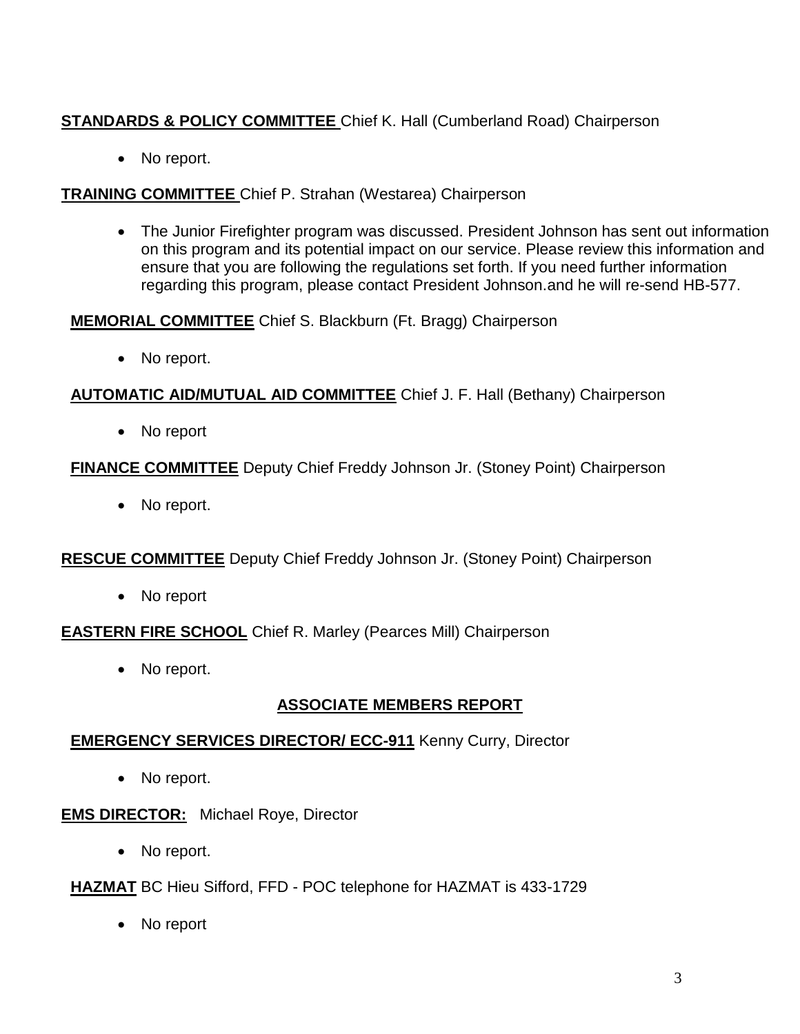**STANDARDS & POLICY COMMITTEE** Chief K. Hall (Cumberland Road) Chairperson

- No report.

**TRAINING COMMITTEE** Chief P. Strahan (Westarea) Chairperson

- The Junior Firefighter program was discussed. President Johnson has sent out information on this program and its potential impact on our service. Please review this information and ensure that you are following the regulations set forth. If you need further information regarding this program, please contact President Johnson.and he will re-send HB-577.

**MEMORIAL COMMITTEE** Chief S. Blackburn (Ft. Bragg) Chairperson

- No report.

**AUTOMATIC AID/MUTUAL AID COMMITTEE** Chief J. F. Hall (Bethany) Chairperson

- No report

**FINANCE COMMITTEE** Deputy Chief Freddy Johnson Jr. (Stoney Point) Chairperson

- No report.

**RESCUE COMMITTEE** Deputy Chief Freddy Johnson Jr. (Stoney Point) Chairperson

- No report

**EASTERN FIRE SCHOOL** Chief R. Marley (Pearces Mill) Chairperson

- No report.

## ASSOCIATE MEMBERS REPORT

**EMERGENCY SERVICES DIRECTOR/ ECC-911** Kenny Curry, Director

- No report.

**EMS DIRECTOR:** Michael Roye, Director

- No report.

**HAZMAT** BC Hieu Sifford, FFD - POC telephone for HAZMAT is 433-1729

- No report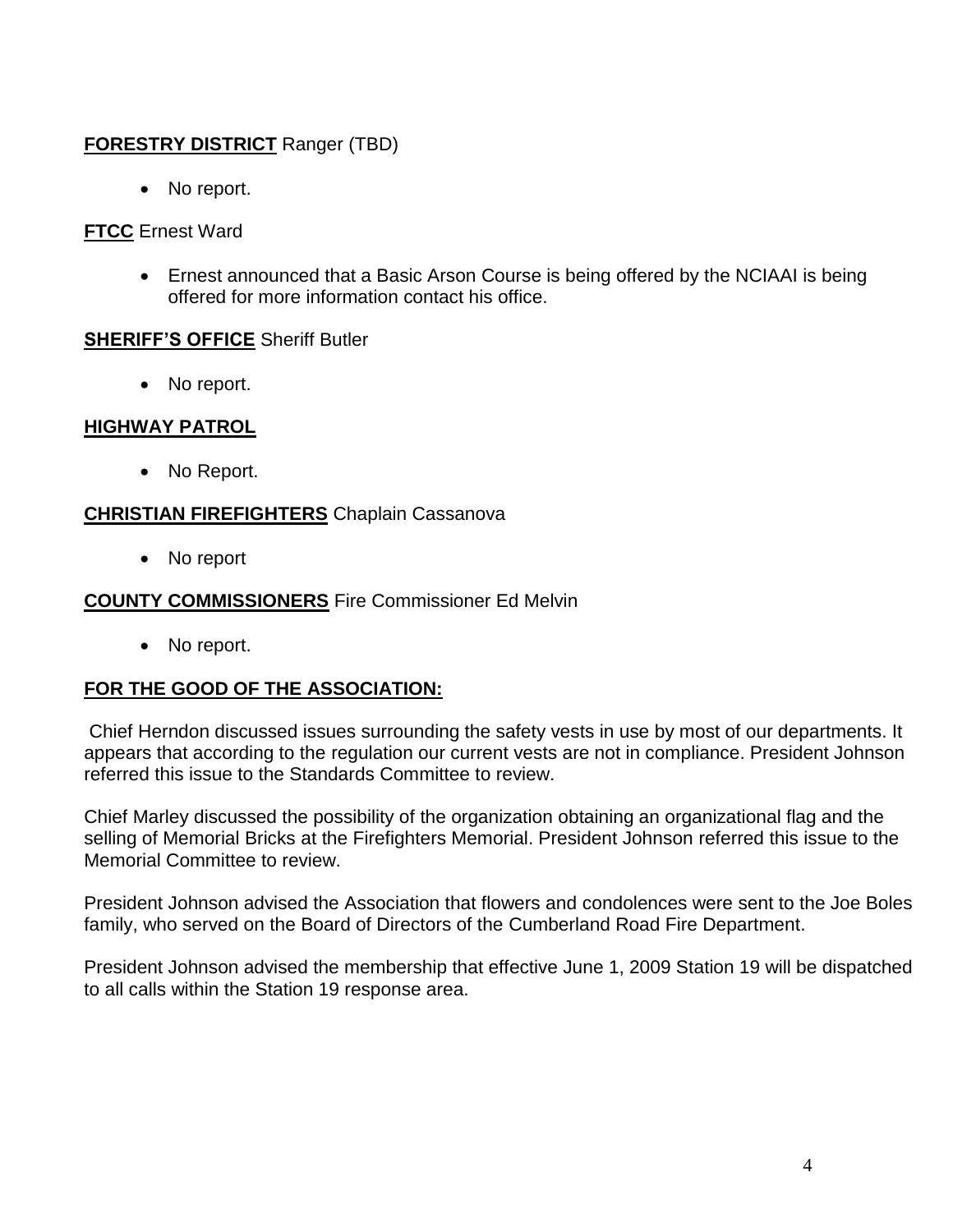**FORESTRY DISTRICT** Ranger (TBD)

- No report.

**FTCC** Ernest Ward

- Ernest announced that a Basic Arson Course is being offered by the NCIAAI is being offered for more information contact his office.

**SHERIFF'S OFFICE** Sheriff Butler

- No report.

**HIGHWAY PATROL**

- No Report.

**CHRISTIAN FIREFIGHTERS** Chaplain Cassanova

- No report

**COUNTY COMMISSIONERS** Fire Commissioner Ed Melvin

- No report.

**FOR THE GOOD OF THE ASSOCIATION:**

Chief Herndon discussed issues surrounding the safety vests in use by most of our departments. It appears that according to the regulation our current vests are not in compliance. President Johnson referred this issue to the Standards Committee to review.

Chief Marley discussed the possibility of the organization obtaining an organizational flag and the selling of Memorial Bricks at the Firefighters Memorial. President Johnson referred this issue to the Memorial Committee to review.

President Johnson advised the Association that flowers and condolences were sent to the Joe Boles family, who served on the Board of Directors of the Cumberland Road Fire Department.

President Johnson advised the membership that effective June 1, 2009 Station 19 will be dispatched to all calls within the Station 19 response area.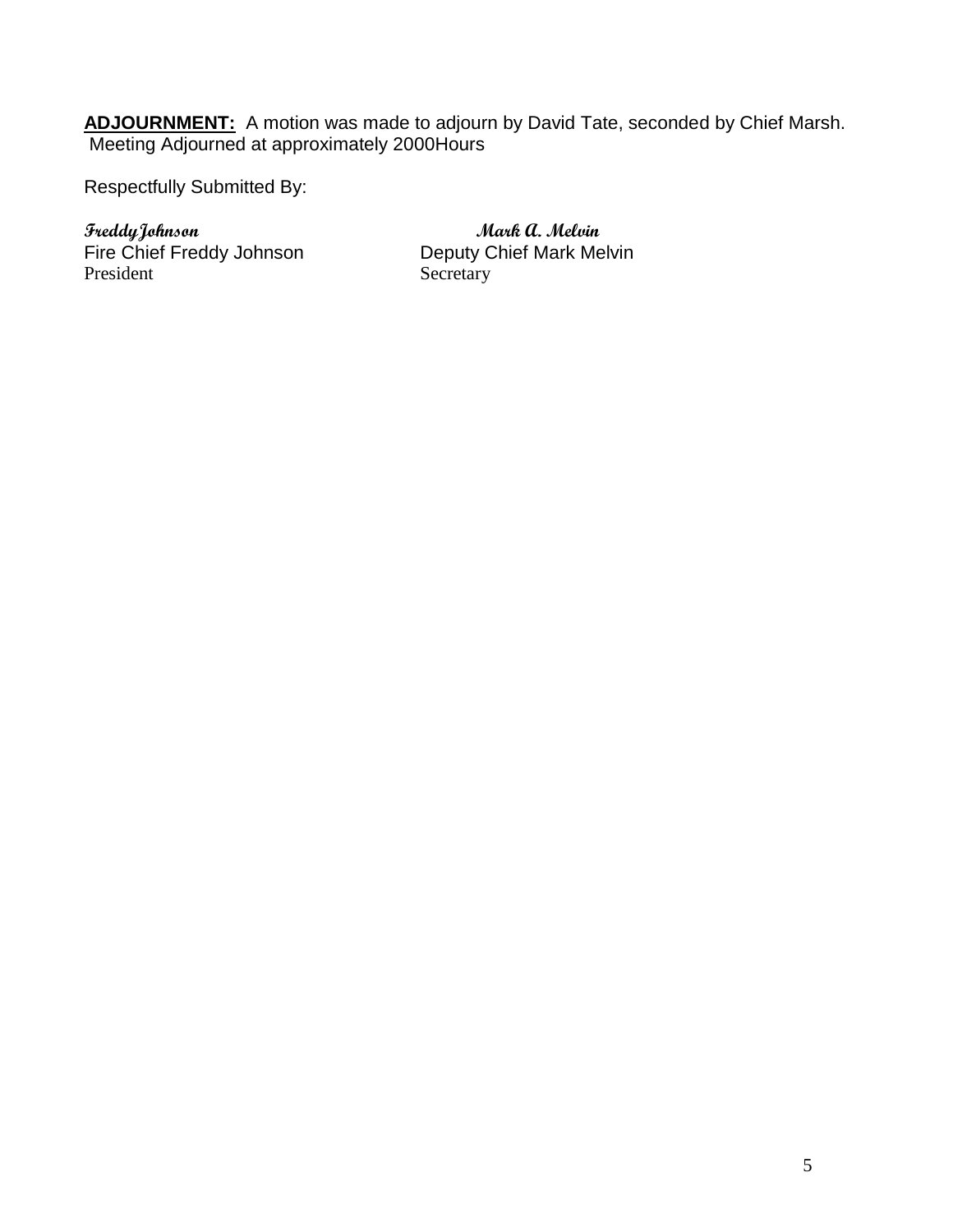**ADJOURNMENT:** A motion was made to adjourn by David Tate, seconded by Chief Marsh. Meeting Adjourned at approximately 2000Hours

Respectfully Submitted By:

| *Freddy Johnson* | *Mark A. Melvin* |
|---|---|
| Fire Chief Freddy Johnson | Deputy Chief Mark Melvin |
| President | Secretary |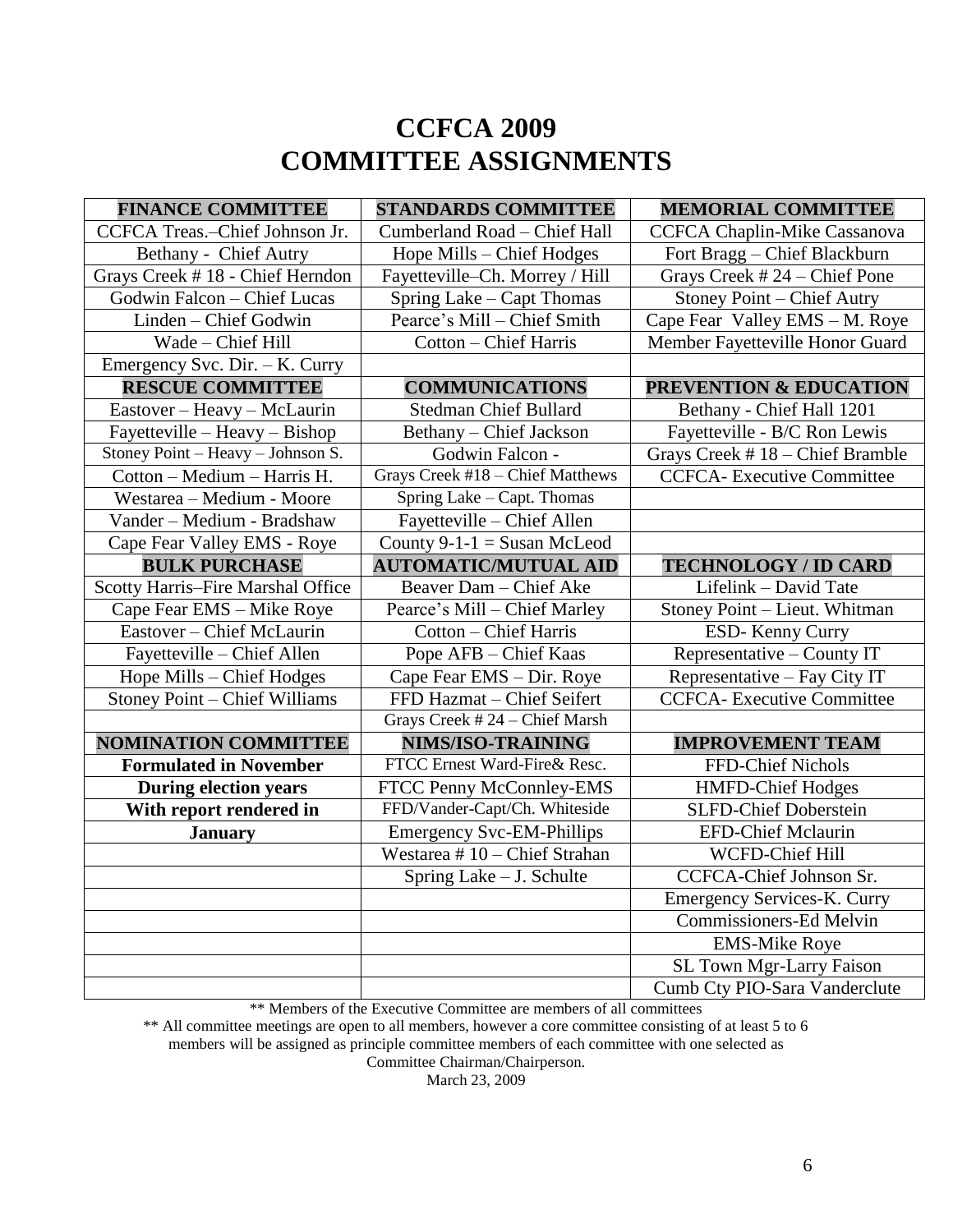# CCFCA 2009
# COMMITTEE ASSIGNMENTS

| | | |
|---|---|---|
| **FINANCE COMMITTEE** | **STANDARDS COMMITTEE** | **MEMORIAL COMMITTEE** |
| CCFCA Treas.–Chief Johnson Jr. | Cumberland Road – Chief Hall | CCFCA Chaplin-Mike Cassanova |
| Bethany - Chief Autry | Hope Mills – Chief Hodges | Fort Bragg – Chief Blackburn |
| Grays Creek # 18 - Chief Herndon | Fayetteville–Ch. Morrey / Hill | Grays Creek # 24 – Chief Pone |
| Godwin Falcon – Chief Lucas | Spring Lake – Capt Thomas | Stoney Point – Chief Autry |
| Linden – Chief Godwin | Pearce's Mill – Chief Smith | Cape Fear Valley EMS – M. Roye |
| Wade – Chief Hill | Cotton – Chief Harris | Member Fayetteville Honor Guard |
| Emergency Svc. Dir. – K. Curry | | |
| **RESCUE COMMITTEE** | **COMMUNICATIONS** | **PREVENTION & EDUCATION** |
| Eastover – Heavy – McLaurin | Stedman Chief Bullard | Bethany - Chief Hall 1201 |
| Fayetteville – Heavy – Bishop | Bethany – Chief Jackson | Fayetteville - B/C Ron Lewis |
| Stoney Point – Heavy – Johnson S. | Godwin Falcon - | Grays Creek # 18 – Chief Bramble |
| Cotton – Medium – Harris H. | Grays Creek #18 – Chief Matthews | CCFCA- Executive Committee |
| Westarea – Medium - Moore | Spring Lake – Capt. Thomas | |
| Vander – Medium - Bradshaw | Fayetteville – Chief Allen | |
| Cape Fear Valley EMS - Roye | County 9-1-1 = Susan McLeod | |
| **BULK PURCHASE** | **AUTOMATIC/MUTUAL AID** | **TECHNOLOGY / ID CARD** |
| Scotty Harris–Fire Marshal Office | Beaver Dam – Chief Ake | Lifelink – David Tate |
| Cape Fear EMS – Mike Roye | Pearce's Mill – Chief Marley | Stoney Point – Lieut. Whitman |
| Eastover – Chief McLaurin | Cotton – Chief Harris | ESD- Kenny Curry |
| Fayetteville – Chief Allen | Pope AFB – Chief Kaas | Representative – County IT |
| Hope Mills – Chief Hodges | Cape Fear EMS – Dir. Roye | Representative – Fay City IT |
| Stoney Point – Chief Williams | FFD Hazmat – Chief Seifert | CCFCA- Executive Committee |
| | Grays Creek # 24 – Chief Marsh | |
| **NOMINATION COMMITTEE** | **NIMS/ISO-TRAINING** | **IMPROVEMENT TEAM** |
| **Formulated in November** | FTCC Ernest Ward-Fire& Resc. | FFD-Chief Nichols |
| **During election years** | FTCC Penny McConnley-EMS | HMFD-Chief Hodges |
| **With report rendered in** | FFD/Vander-Capt/Ch. Whiteside | SLFD-Chief Doberstein |
| **January** | Emergency Svc-EM-Phillips | EFD-Chief Mclaurin |
| | Westarea # 10 – Chief Strahan | WCFD-Chief Hill |
| | Spring Lake – J. Schulte | CCFCA-Chief Johnson Sr. |
| | | Emergency Services-K. Curry |
| | | Commissioners-Ed Melvin |
| | | EMS-Mike Roye |
| | | SL Town Mgr-Larry Faison |
| | | Cumb Cty PIO-Sara Vanderclute |

** Members of the Executive Committee are members of all committees

** All committee meetings are open to all members, however a core committee consisting of at least 5 to 6 members will be assigned as principle committee members of each committee with one selected as Committee Chairman/Chairperson.

March 23, 2009